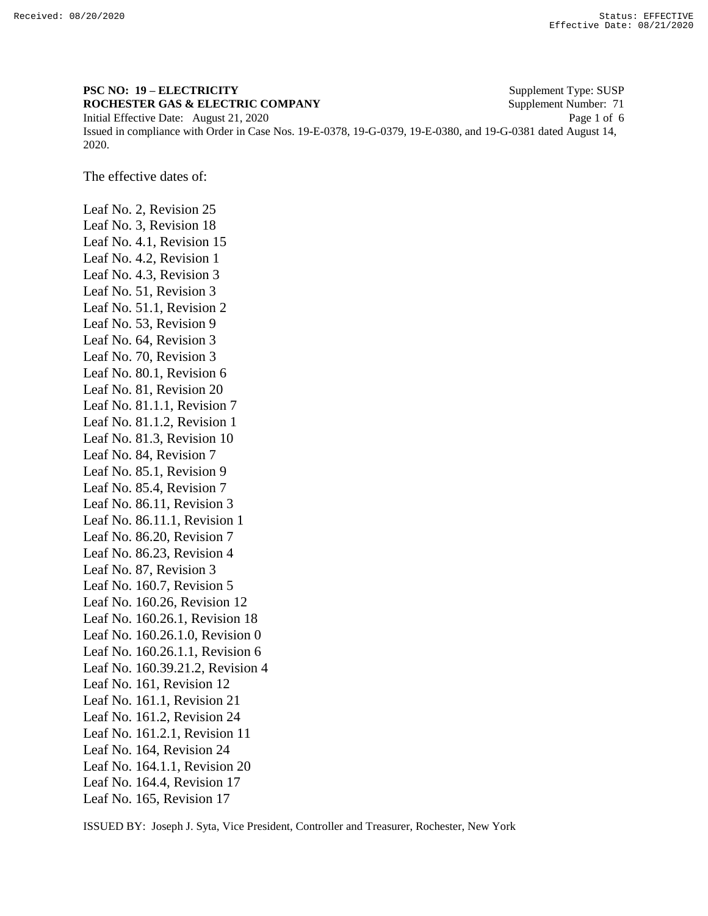**PSC NO: 19 – ELECTRICITY** Supplement Type: SUSP
**ROCHESTER GAS & ELECTRIC COMPANY** Supplement Number: 71
Initial Effective Date: August 21, 2020
Issued in compliance with Order in Case Nos. 19-E-0378, 19-G-0379, 19-E-0380, and 19-G-0381 dated August 14, 2020.

The effective dates of:

Leaf No. 2, Revision 25
Leaf No. 3, Revision 18
Leaf No. 4.1, Revision 15
Leaf No. 4.2, Revision 1
Leaf No. 4.3, Revision 3
Leaf No. 51, Revision 3
Leaf No. 51.1, Revision 2
Leaf No. 53, Revision 9
Leaf No. 64, Revision 3
Leaf No. 70, Revision 3
Leaf No. 80.1, Revision 6
Leaf No. 81, Revision 20
Leaf No. 81.1.1, Revision 7
Leaf No. 81.1.2, Revision 1
Leaf No. 81.3, Revision 10
Leaf No. 84, Revision 7
Leaf No. 85.1, Revision 9
Leaf No. 85.4, Revision 7
Leaf No. 86.11, Revision 3
Leaf No. 86.11.1, Revision 1
Leaf No. 86.20, Revision 7
Leaf No. 86.23, Revision 4
Leaf No. 87, Revision 3
Leaf No. 160.7, Revision 5
Leaf No. 160.26, Revision 12
Leaf No. 160.26.1, Revision 18
Leaf No. 160.26.1.0, Revision 0
Leaf No. 160.26.1.1, Revision 6
Leaf No. 160.39.21.2, Revision 4
Leaf No. 161, Revision 12
Leaf No. 161.1, Revision 21
Leaf No. 161.2, Revision 24
Leaf No. 161.2.1, Revision 11
Leaf No. 164, Revision 24
Leaf No. 164.1.1, Revision 20
Leaf No. 164.4, Revision 17
Leaf No. 165, Revision 17

ISSUED BY: Joseph J. Syta, Vice President, Controller and Treasurer, Rochester, New York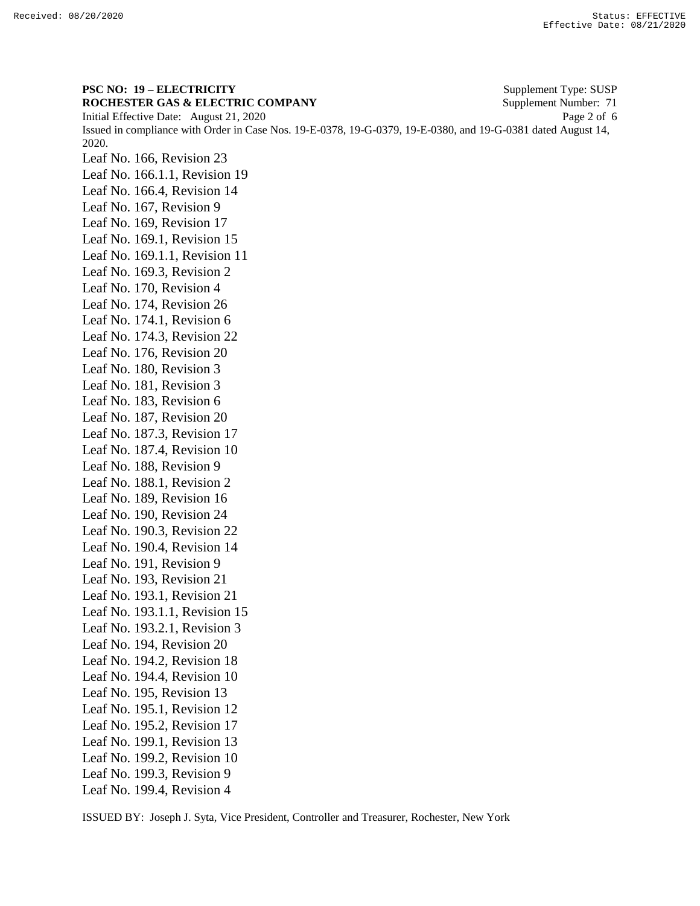**PSC NO: 19 – ELECTRICITY** Supplement Type: SUSP
**ROCHESTER GAS & ELECTRIC COMPANY** Supplement Number: 71
Initial Effective Date: August 21, 2020
Issued in compliance with Order in Case Nos. 19-E-0378, 19-G-0379, 19-E-0380, and 19-G-0381 dated August 14, 2020.

Leaf No. 166, Revision 23
Leaf No. 166.1.1, Revision 19
Leaf No. 166.4, Revision 14
Leaf No. 167, Revision 9
Leaf No. 169, Revision 17
Leaf No. 169.1, Revision 15
Leaf No. 169.1.1, Revision 11
Leaf No. 169.3, Revision 2
Leaf No. 170, Revision 4
Leaf No. 174, Revision 26
Leaf No. 174.1, Revision 6
Leaf No. 174.3, Revision 22
Leaf No. 176, Revision 20
Leaf No. 180, Revision 3
Leaf No. 181, Revision 3
Leaf No. 183, Revision 6
Leaf No. 187, Revision 20
Leaf No. 187.3, Revision 17
Leaf No. 187.4, Revision 10
Leaf No. 188, Revision 9
Leaf No. 188.1, Revision 2
Leaf No. 189, Revision 16
Leaf No. 190, Revision 24
Leaf No. 190.3, Revision 22
Leaf No. 190.4, Revision 14
Leaf No. 191, Revision 9
Leaf No. 193, Revision 21
Leaf No. 193.1, Revision 21
Leaf No. 193.1.1, Revision 15
Leaf No. 193.2.1, Revision 3
Leaf No. 194, Revision 20
Leaf No. 194.2, Revision 18
Leaf No. 194.4, Revision 10
Leaf No. 195, Revision 13
Leaf No. 195.1, Revision 12
Leaf No. 195.2, Revision 17
Leaf No. 199.1, Revision 13
Leaf No. 199.2, Revision 10
Leaf No. 199.3, Revision 9
Leaf No. 199.4, Revision 4

ISSUED BY: Joseph J. Syta, Vice President, Controller and Treasurer, Rochester, New York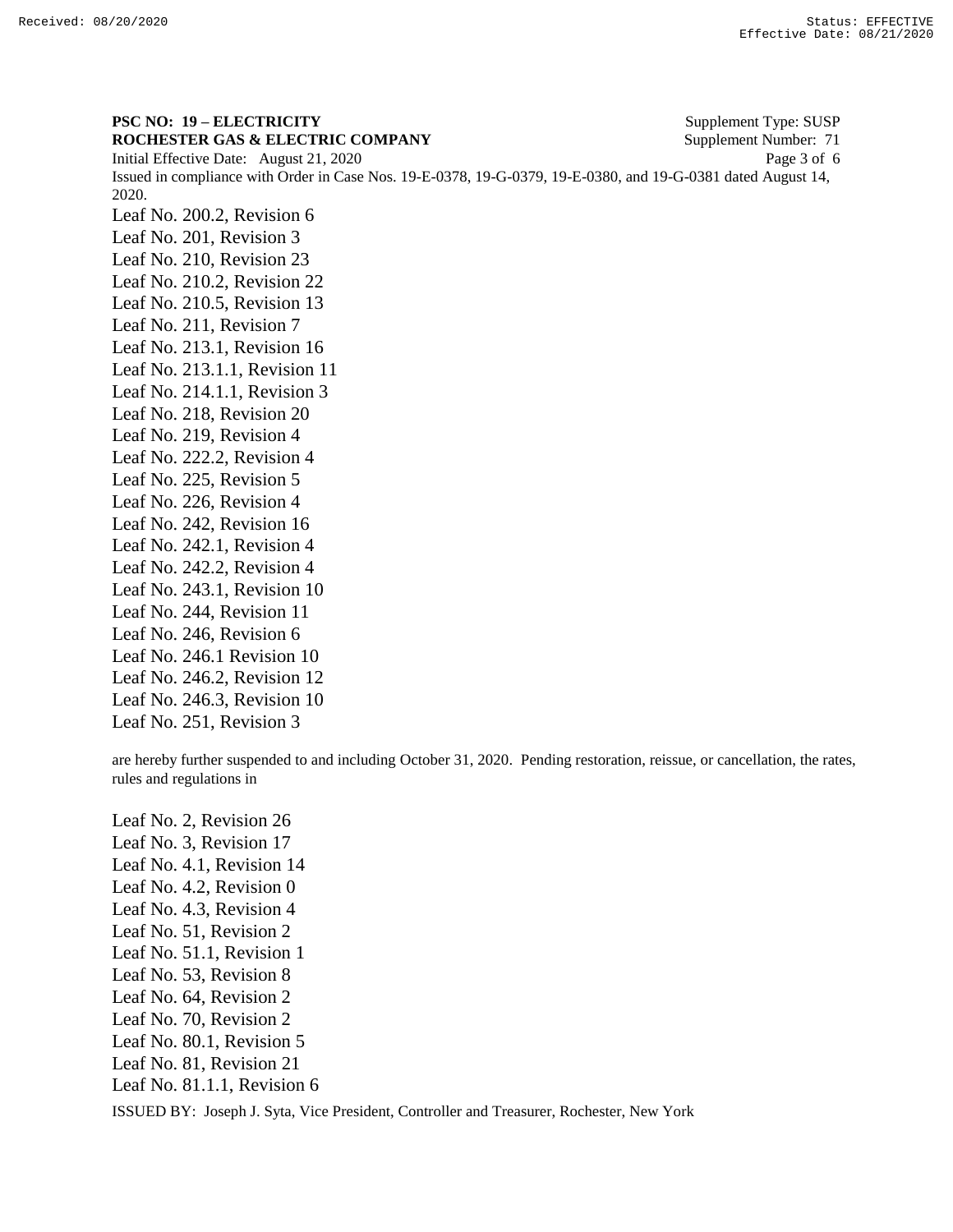**PSC NO: 19 – ELECTRICITY** Supplement Type: SUSP
**ROCHESTER GAS & ELECTRIC COMPANY** Supplement Number: 71
Initial Effective Date: August 21, 2020
Issued in compliance with Order in Case Nos. 19-E-0378, 19-G-0379, 19-E-0380, and 19-G-0381 dated August 14, 2020.

Leaf No. 200.2, Revision 6
Leaf No. 201, Revision 3
Leaf No. 210, Revision 23
Leaf No. 210.2, Revision 22
Leaf No. 210.5, Revision 13
Leaf No. 211, Revision 7
Leaf No. 213.1, Revision 16
Leaf No. 213.1.1, Revision 11
Leaf No. 214.1.1, Revision 3
Leaf No. 218, Revision 20
Leaf No. 219, Revision 4
Leaf No. 222.2, Revision 4
Leaf No. 225, Revision 5
Leaf No. 226, Revision 4
Leaf No. 242, Revision 16
Leaf No. 242.1, Revision 4
Leaf No. 242.2, Revision 4
Leaf No. 243.1, Revision 10
Leaf No. 244, Revision 11
Leaf No. 246, Revision 6
Leaf No. 246.1 Revision 10
Leaf No. 246.2, Revision 12
Leaf No. 246.3, Revision 10
Leaf No. 251, Revision 3

are hereby further suspended to and including October 31, 2020. Pending restoration, reissue, or cancellation, the rates, rules and regulations in

Leaf No. 2, Revision 26
Leaf No. 3, Revision 17
Leaf No. 4.1, Revision 14
Leaf No. 4.2, Revision 0
Leaf No. 4.3, Revision 4
Leaf No. 51, Revision 2
Leaf No. 51.1, Revision 1
Leaf No. 53, Revision 8
Leaf No. 64, Revision 2
Leaf No. 70, Revision 2
Leaf No. 80.1, Revision 5
Leaf No. 81, Revision 21
Leaf No. 81.1.1, Revision 6

ISSUED BY: Joseph J. Syta, Vice President, Controller and Treasurer, Rochester, New York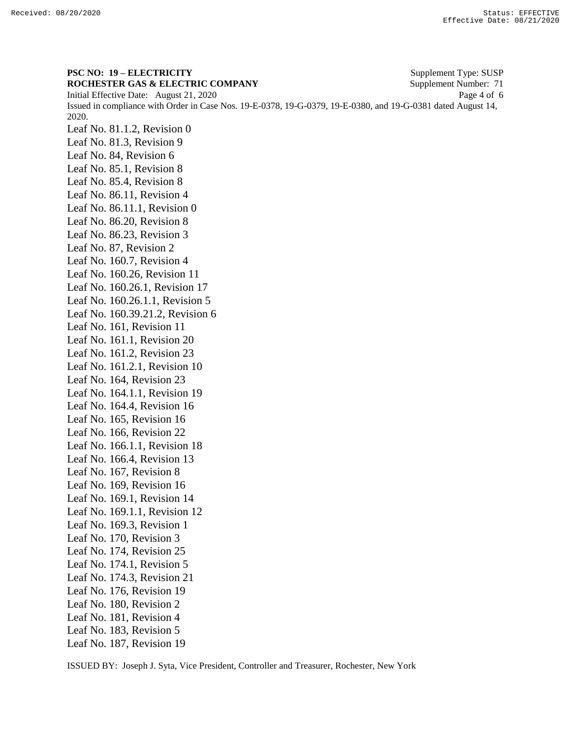**PSC NO: 19 – ELECTRICITY** Supplement Type: SUSP
**ROCHESTER GAS & ELECTRIC COMPANY** Supplement Number: 71
Initial Effective Date: August 21, 2020
Issued in compliance with Order in Case Nos. 19-E-0378, 19-G-0379, 19-E-0380, and 19-G-0381 dated August 14, 2020.

Leaf No. 81.1.2, Revision 0
Leaf No. 81.3, Revision 9
Leaf No. 84, Revision 6
Leaf No. 85.1, Revision 8
Leaf No. 85.4, Revision 8
Leaf No. 86.11, Revision 4
Leaf No. 86.11.1, Revision 0
Leaf No. 86.20, Revision 8
Leaf No. 86.23, Revision 3
Leaf No. 87, Revision 2
Leaf No. 160.7, Revision 4
Leaf No. 160.26, Revision 11
Leaf No. 160.26.1, Revision 17
Leaf No. 160.26.1.1, Revision 5
Leaf No. 160.39.21.2, Revision 6
Leaf No. 161, Revision 11
Leaf No. 161.1, Revision 20
Leaf No. 161.2, Revision 23
Leaf No. 161.2.1, Revision 10
Leaf No. 164, Revision 23
Leaf No. 164.1.1, Revision 19
Leaf No. 164.4, Revision 16
Leaf No. 165, Revision 16
Leaf No. 166, Revision 22
Leaf No. 166.1.1, Revision 18
Leaf No. 166.4, Revision 13
Leaf No. 167, Revision 8
Leaf No. 169, Revision 16
Leaf No. 169.1, Revision 14
Leaf No. 169.1.1, Revision 12
Leaf No. 169.3, Revision 1
Leaf No. 170, Revision 3
Leaf No. 174, Revision 25
Leaf No. 174.1, Revision 5
Leaf No. 174.3, Revision 21
Leaf No. 176, Revision 19
Leaf No. 180, Revision 2
Leaf No. 181, Revision 4
Leaf No. 183, Revision 5
Leaf No. 187, Revision 19

ISSUED BY: Joseph J. Syta, Vice President, Controller and Treasurer, Rochester, New York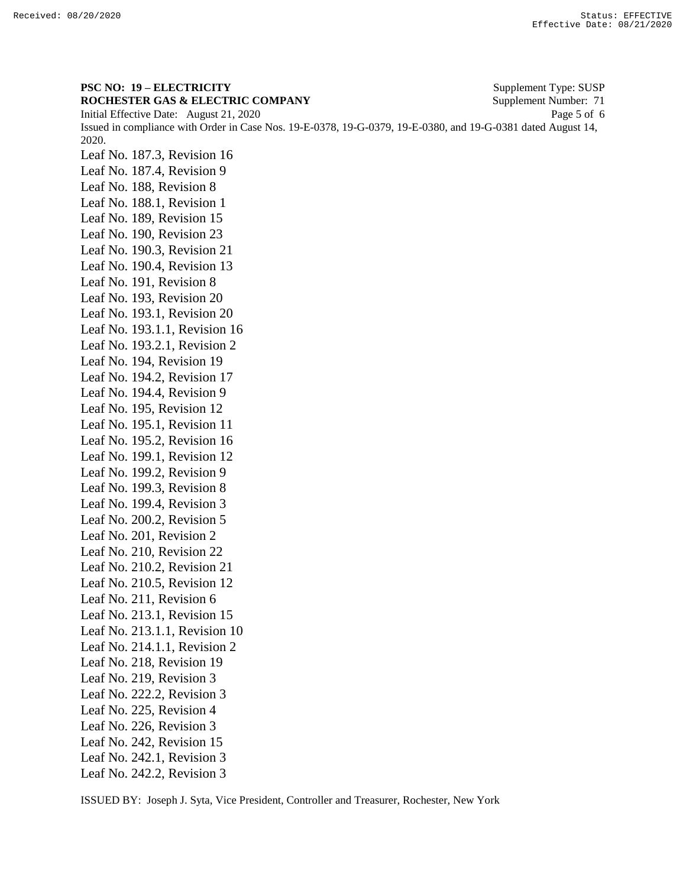**PSC NO: 19 – ELECTRICITY** Supplement Type: SUSP
**ROCHESTER GAS & ELECTRIC COMPANY** Supplement Number: 71
Initial Effective Date: August 21, 2020
Issued in compliance with Order in Case Nos. 19-E-0378, 19-G-0379, 19-E-0380, and 19-G-0381 dated August 14, 2020.

Leaf No. 187.3, Revision 16
Leaf No. 187.4, Revision 9
Leaf No. 188, Revision 8
Leaf No. 188.1, Revision 1
Leaf No. 189, Revision 15
Leaf No. 190, Revision 23
Leaf No. 190.3, Revision 21
Leaf No. 190.4, Revision 13
Leaf No. 191, Revision 8
Leaf No. 193, Revision 20
Leaf No. 193.1, Revision 20
Leaf No. 193.1.1, Revision 16
Leaf No. 193.2.1, Revision 2
Leaf No. 194, Revision 19
Leaf No. 194.2, Revision 17
Leaf No. 194.4, Revision 9
Leaf No. 195, Revision 12
Leaf No. 195.1, Revision 11
Leaf No. 195.2, Revision 16
Leaf No. 199.1, Revision 12
Leaf No. 199.2, Revision 9
Leaf No. 199.3, Revision 8
Leaf No. 199.4, Revision 3
Leaf No. 200.2, Revision 5
Leaf No. 201, Revision 2
Leaf No. 210, Revision 22
Leaf No. 210.2, Revision 21
Leaf No. 210.5, Revision 12
Leaf No. 211, Revision 6
Leaf No. 213.1, Revision 15
Leaf No. 213.1.1, Revision 10
Leaf No. 214.1.1, Revision 2
Leaf No. 218, Revision 19
Leaf No. 219, Revision 3
Leaf No. 222.2, Revision 3
Leaf No. 225, Revision 4
Leaf No. 226, Revision 3
Leaf No. 242, Revision 15
Leaf No. 242.1, Revision 3
Leaf No. 242.2, Revision 3

ISSUED BY: Joseph J. Syta, Vice President, Controller and Treasurer, Rochester, New York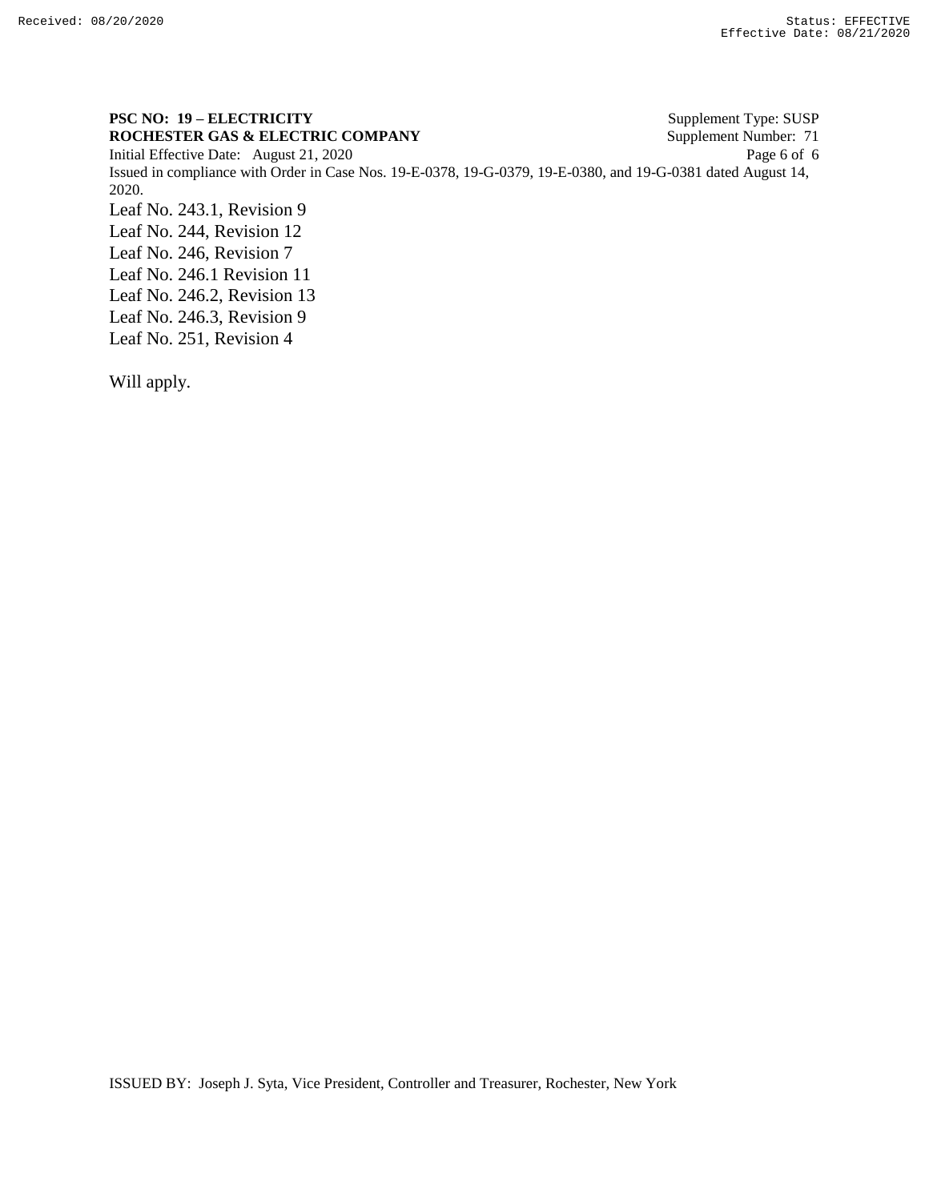**PSC NO: 19 – ELECTRICITY** Supplement Type: SUSP
**ROCHESTER GAS & ELECTRIC COMPANY** Supplement Number: 71
Initial Effective Date: August 21, 2020
Issued in compliance with Order in Case Nos. 19-E-0378, 19-G-0379, 19-E-0380, and 19-G-0381 dated August 14, 2020.

Leaf No. 243.1, Revision 9
Leaf No. 244, Revision 12
Leaf No. 246, Revision 7
Leaf No. 246.1 Revision 11
Leaf No. 246.2, Revision 13
Leaf No. 246.3, Revision 9
Leaf No. 251, Revision 4

Will apply.

ISSUED BY: Joseph J. Syta, Vice President, Controller and Treasurer, Rochester, New York